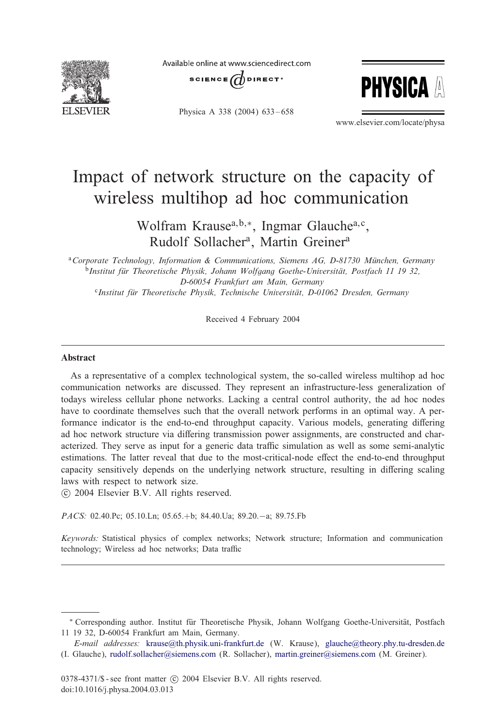# Impact of network structure on the capacity of wireless multihop ad hoc communication

Wolfram Krause[a,b,*], Ingmar Glauche[a,c], Rudolf Sollacher[a], Martin Greiner[a]

[a] *Corporate Technology, Information & Communications, Siemens AG, D-81730 München, Germany*

[b] *Institut für Theoretische Physik, Johann Wolfgang Goethe-Universität, Postfach 11 19 32, D-60054 Frankfurt am Main, Germany*

[c] *Institut für Theoretische Physik, Technische Universität, D-01062 Dresden, Germany*

Received 4 February 2004

## Abstract

As a representative of a complex technological system, the so-called wireless multihop ad hoc communication networks are discussed. They represent an infrastructure-less generalization of todays wireless cellular phone networks. Lacking a central control authority, the ad hoc nodes have to coordinate themselves such that the overall network performs in an optimal way. A performance indicator is the end-to-end throughput capacity. Various models, generating differing ad hoc network structure via differing transmission power assignments, are constructed and characterized. They serve as input for a generic data traffic simulation as well as some semi-analytic estimations. The latter reveal that due to the most-critical-node effect the end-to-end throughput capacity sensitively depends on the underlying network structure, resulting in differing scaling laws with respect to network size.

© 2004 Elsevier B.V. All rights reserved.

*PACS:* 02.40.Pc; 05.10.Ln; 05.65.+b; 84.40.Ua; 89.20.−a; 89.75.Fb

*Keywords:* Statistical physics of complex networks; Network structure; Information and communication technology; Wireless ad hoc networks; Data traffic

---

* Corresponding author. Institut für Theoretische Physik, Johann Wolfgang Goethe-Universität, Postfach 11 19 32, D-60054 Frankfurt am Main, Germany.

*E-mail addresses:* krause@th.physik.uni-frankfurt.de (W. Krause), glauche@theory.phy.tu-dresden.de (I. Glauche), rudolf.sollacher@siemens.com (R. Sollacher), martin.greiner@siemens.com (M. Greiner).

0378-4371/$ - see front matter © 2004 Elsevier B.V. All rights reserved.
doi:10.1016/j.physa.2004.03.013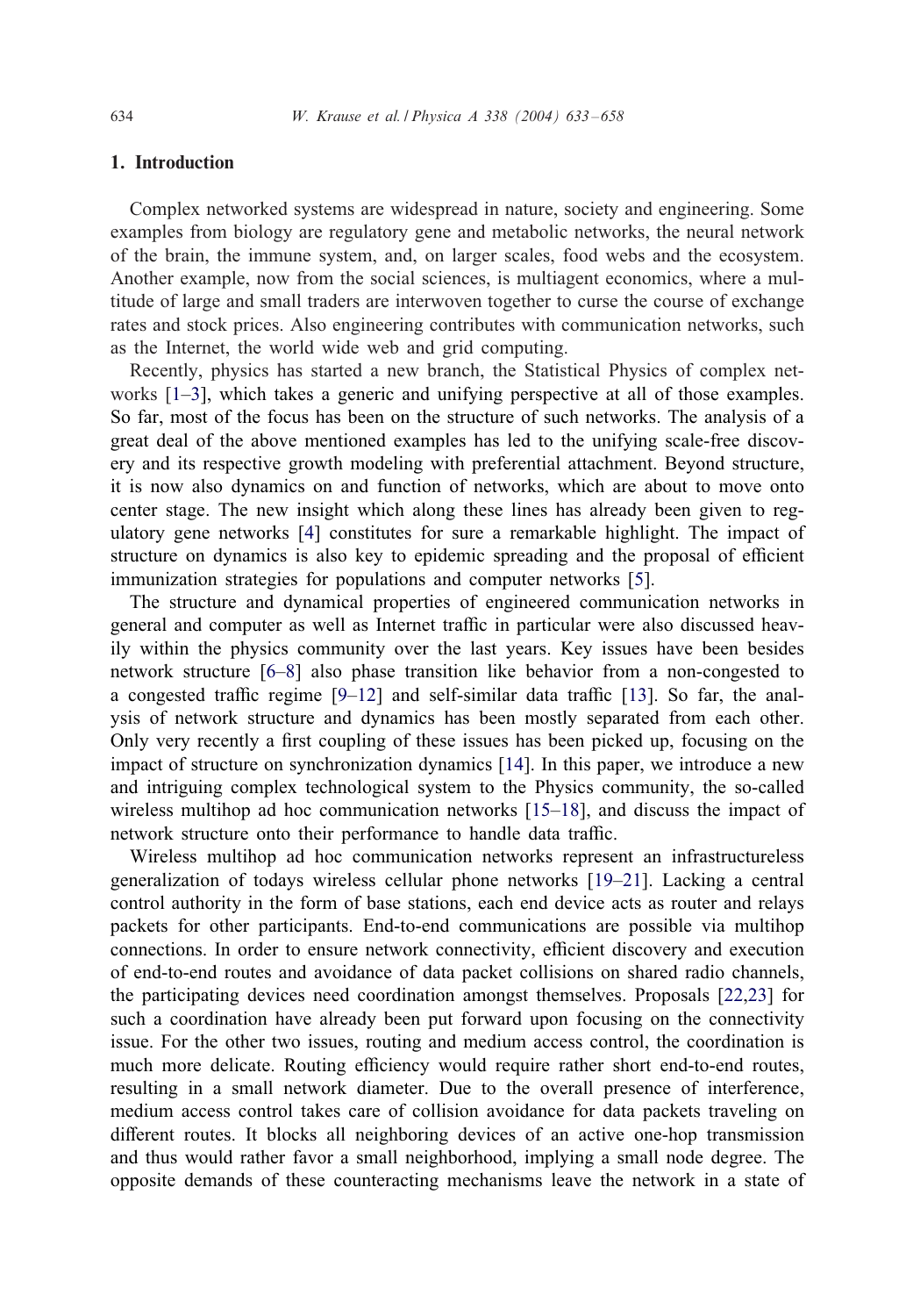## 1. Introduction

Complex networked systems are widespread in nature, society and engineering. Some examples from biology are regulatory gene and metabolic networks, the neural network of the brain, the immune system, and, on larger scales, food webs and the ecosystem. Another example, now from the social sciences, is multiagent economics, where a multitude of large and small traders are interwoven together to curse the course of exchange rates and stock prices. Also engineering contributes with communication networks, such as the Internet, the world wide web and grid computing.

Recently, physics has started a new branch, the Statistical Physics of complex networks [1–3], which takes a generic and unifying perspective at all of those examples. So far, most of the focus has been on the structure of such networks. The analysis of a great deal of the above mentioned examples has led to the unifying scale-free discovery and its respective growth modeling with preferential attachment. Beyond structure, it is now also dynamics on and function of networks, which are about to move onto center stage. The new insight which along these lines has already been given to regulatory gene networks [4] constitutes for sure a remarkable highlight. The impact of structure on dynamics is also key to epidemic spreading and the proposal of efficient immunization strategies for populations and computer networks [5].

The structure and dynamical properties of engineered communication networks in general and computer as well as Internet traffic in particular were also discussed heavily within the physics community over the last years. Key issues have been besides network structure [6–8] also phase transition like behavior from a non-congested to a congested traffic regime [9–12] and self-similar data traffic [13]. So far, the analysis of network structure and dynamics has been mostly separated from each other. Only very recently a first coupling of these issues has been picked up, focusing on the impact of structure on synchronization dynamics [14]. In this paper, we introduce a new and intriguing complex technological system to the Physics community, the so-called wireless multihop ad hoc communication networks [15–18], and discuss the impact of network structure onto their performance to handle data traffic.

Wireless multihop ad hoc communication networks represent an infrastructureless generalization of todays wireless cellular phone networks [19–21]. Lacking a central control authority in the form of base stations, each end device acts as router and relays packets for other participants. End-to-end communications are possible via multihop connections. In order to ensure network connectivity, efficient discovery and execution of end-to-end routes and avoidance of data packet collisions on shared radio channels, the participating devices need coordination amongst themselves. Proposals [22,23] for such a coordination have already been put forward upon focusing on the connectivity issue. For the other two issues, routing and medium access control, the coordination is much more delicate. Routing efficiency would require rather short end-to-end routes, resulting in a small network diameter. Due to the overall presence of interference, medium access control takes care of collision avoidance for data packets traveling on different routes. It blocks all neighboring devices of an active one-hop transmission and thus would rather favor a small neighborhood, implying a small node degree. The opposite demands of these counteracting mechanisms leave the network in a state of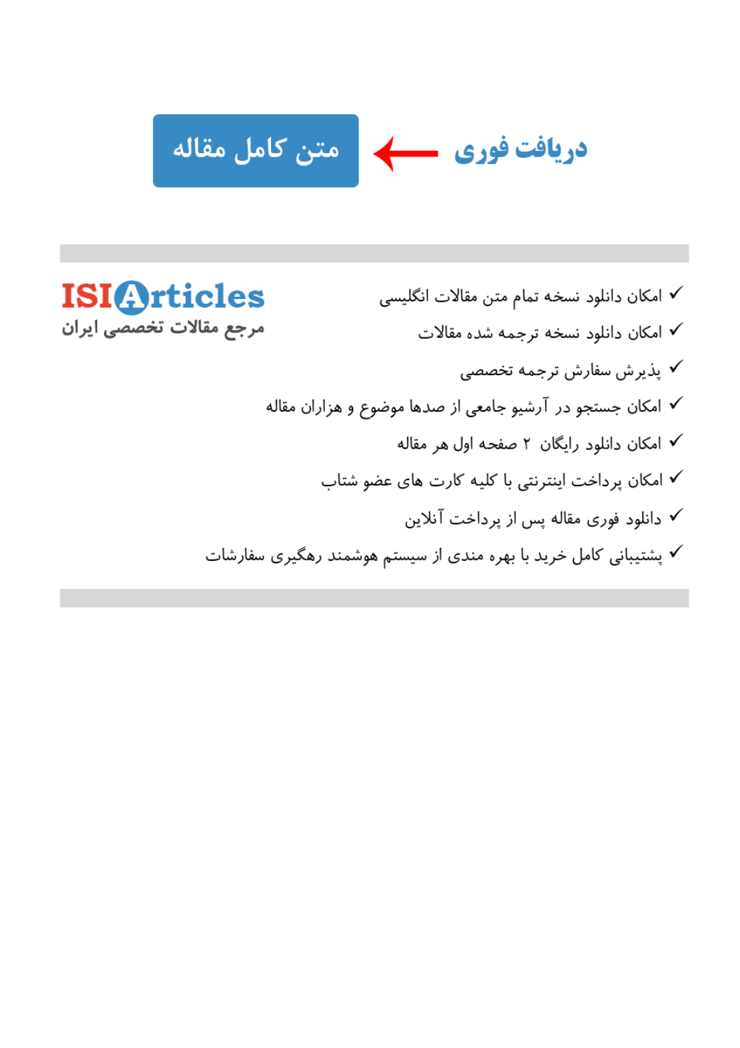دریافت فوری ← **متن کامل مقاله**

**ISIArticles**
مرجع مقالات تخصصی ایران

- ✓ امکان دانلود نسخه تمام متن مقالات انگلیسی
- ✓ امکان دانلود نسخه ترجمه شده مقالات
- ✓ پذیرش سفارش ترجمه تخصصی
- ✓ امکان جستجو در آرشیو جامعی از صدها موضوع و هزاران مقاله
- ✓ امکان دانلود رایگان ۲ صفحه اول هر مقاله
- ✓ امکان پرداخت اینترنتی با کلیه کارت های عضو شتاب
- ✓ دانلود فوری مقاله پس از پرداخت آنلاین
- ✓ پشتیبانی کامل خرید با بهره مندی از سیستم هوشمند رهگیری سفارشات